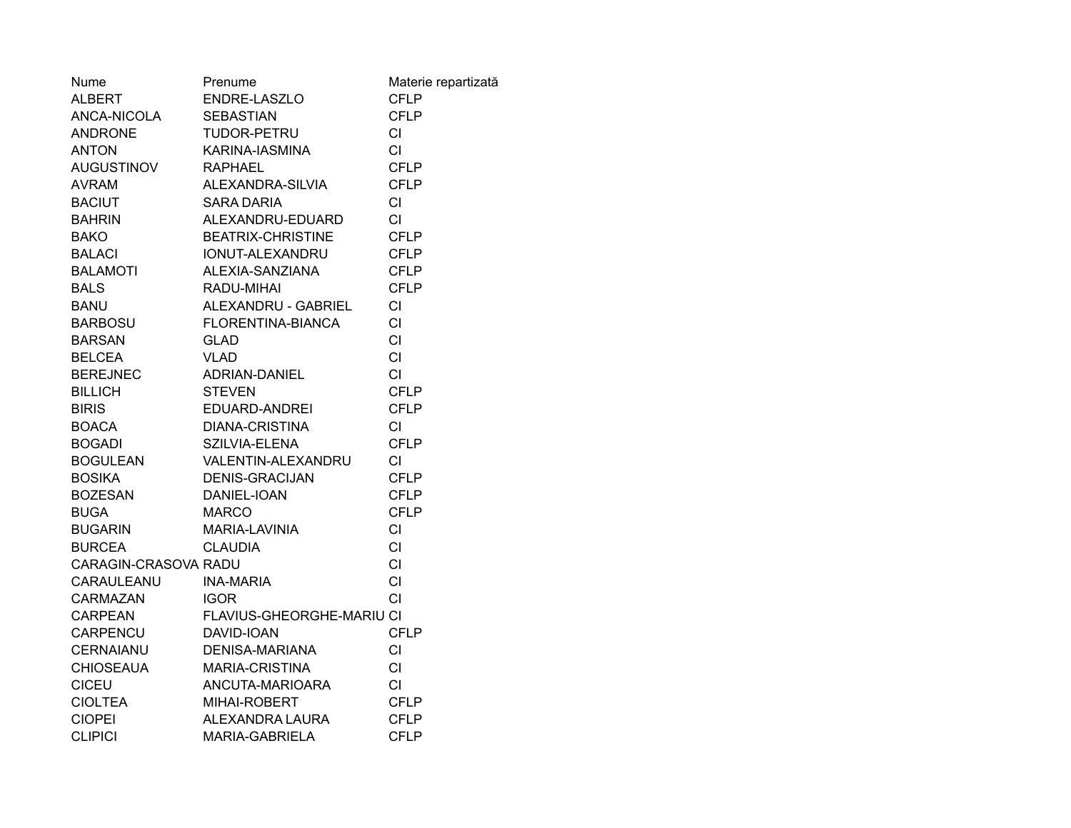| Nume | Prenume | Materie repartizată |
| --- | --- | --- |
| ALBERT | ENDRE-LASZLO | CFLP |
| ANCA-NICOLA | SEBASTIAN | CFLP |
| ANDRONE | TUDOR-PETRU | CI |
| ANTON | KARINA-IASMINA | CI |
| AUGUSTINOV | RAPHAEL | CFLP |
| AVRAM | ALEXANDRA-SILVIA | CFLP |
| BACIUT | SARA DARIA | CI |
| BAHRIN | ALEXANDRU-EDUARD | CI |
| BAKO | BEATRIX-CHRISTINE | CFLP |
| BALACI | IONUT-ALEXANDRU | CFLP |
| BALAMOTI | ALEXIA-SANZIANA | CFLP |
| BALS | RADU-MIHAI | CFLP |
| BANU | ALEXANDRU - GABRIEL | CI |
| BARBOSU | FLORENTINA-BIANCA | CI |
| BARSAN | GLAD | CI |
| BELCEA | VLAD | CI |
| BEREJNEC | ADRIAN-DANIEL | CI |
| BILLICH | STEVEN | CFLP |
| BIRIS | EDUARD-ANDREI | CFLP |
| BOACA | DIANA-CRISTINA | CI |
| BOGADI | SZILVIA-ELENA | CFLP |
| BOGULEAN | VALENTIN-ALEXANDRU | CI |
| BOSIKA | DENIS-GRACIJAN | CFLP |
| BOZESAN | DANIEL-IOAN | CFLP |
| BUGA | MARCO | CFLP |
| BUGARIN | MARIA-LAVINIA | CI |
| BURCEA | CLAUDIA | CI |
| CARAGIN-CRASOVA | RADU | CI |
| CARAULEANU | INA-MARIA | CI |
| CARMAZAN | IGOR | CI |
| CARPEAN | FLAVIUS-GHEORGHE-MARIU | CI |
| CARPENCU | DAVID-IOAN | CFLP |
| CERNAIANU | DENISA-MARIANA | CI |
| CHIOSEAUA | MARIA-CRISTINA | CI |
| CICEU | ANCUTA-MARIOARA | CI |
| CIOLTEA | MIHAI-ROBERT | CFLP |
| CIOPEI | ALEXANDRA LAURA | CFLP |
| CLIPICI | MARIA-GABRIELA | CFLP |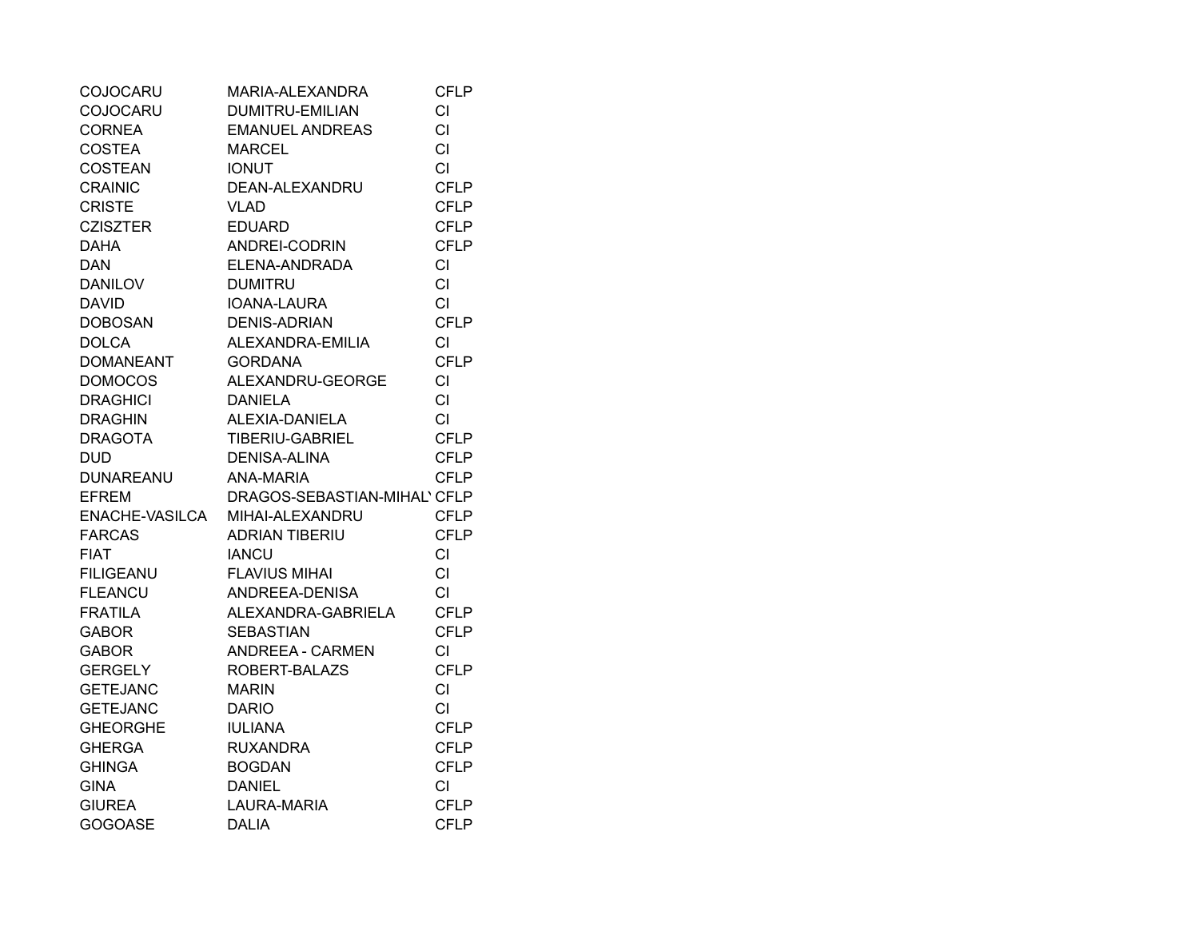| | | |
|---|---|---|
| COJOCARU | MARIA-ALEXANDRA | CFLP |
| COJOCARU | DUMITRU-EMILIAN | CI |
| CORNEA | EMANUEL ANDREAS | CI |
| COSTEA | MARCEL | CI |
| COSTEAN | IONUT | CI |
| CRAINIC | DEAN-ALEXANDRU | CFLP |
| CRISTE | VLAD | CFLP |
| CZISZTER | EDUARD | CFLP |
| DAHA | ANDREI-CODRIN | CFLP |
| DAN | ELENA-ANDRADA | CI |
| DANILOV | DUMITRU | CI |
| DAVID | IOANA-LAURA | CI |
| DOBOSAN | DENIS-ADRIAN | CFLP |
| DOLCA | ALEXANDRA-EMILIA | CI |
| DOMANEANT | GORDANA | CFLP |
| DOMOCOS | ALEXANDRU-GEORGE | CI |
| DRAGHICI | DANIELA | CI |
| DRAGHIN | ALEXIA-DANIELA | CI |
| DRAGOTA | TIBERIU-GABRIEL | CFLP |
| DUD | DENISA-ALINA | CFLP |
| DUNAREANU | ANA-MARIA | CFLP |
| EFREM | DRAGOS-SEBASTIAN-MIHAL | CFLP |
| ENACHE-VASILCA | MIHAI-ALEXANDRU | CFLP |
| FARCAS | ADRIAN TIBERIU | CFLP |
| FIAT | IANCU | CI |
| FILIGEANU | FLAVIUS MIHAI | CI |
| FLEANCU | ANDREEA-DENISA | CI |
| FRATILA | ALEXANDRA-GABRIELA | CFLP |
| GABOR | SEBASTIAN | CFLP |
| GABOR | ANDREEA - CARMEN | CI |
| GERGELY | ROBERT-BALAZS | CFLP |
| GETEJANC | MARIN | CI |
| GETEJANC | DARIO | CI |
| GHEORGHE | IULIANA | CFLP |
| GHERGA | RUXANDRA | CFLP |
| GHINGA | BOGDAN | CFLP |
| GINA | DANIEL | CI |
| GIUREA | LAURA-MARIA | CFLP |
| GOGOASE | DALIA | CFLP |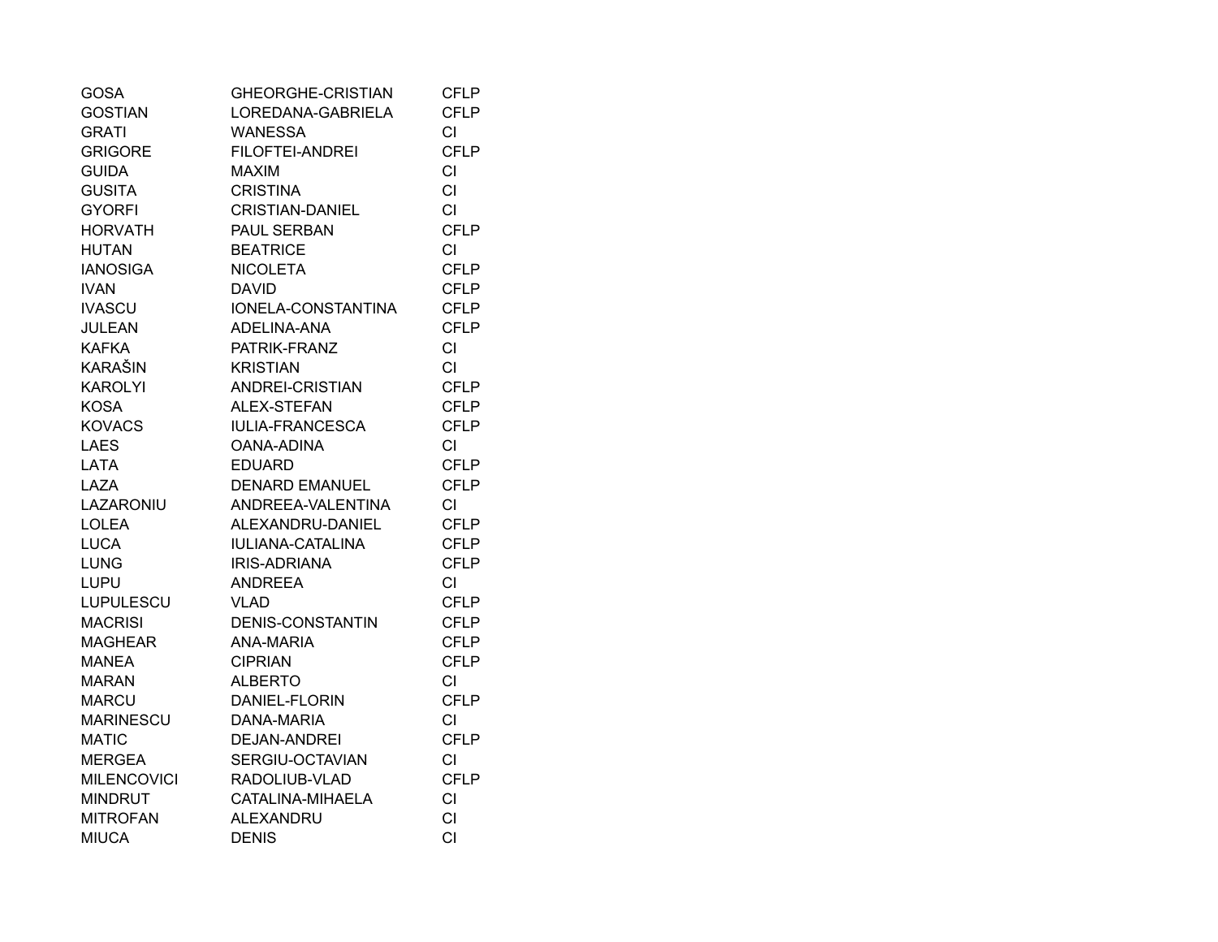| | | |
|---|---|---|
| GOSA | GHEORGHE-CRISTIAN | CFLP |
| GOSTIAN | LOREDANA-GABRIELA | CFLP |
| GRATI | WANESSA | CI |
| GRIGORE | FILOFTEI-ANDREI | CFLP |
| GUIDA | MAXIM | CI |
| GUSITA | CRISTINA | CI |
| GYORFI | CRISTIAN-DANIEL | CI |
| HORVATH | PAUL SERBAN | CFLP |
| HUTAN | BEATRICE | CI |
| IANOSIGA | NICOLETA | CFLP |
| IVAN | DAVID | CFLP |
| IVASCU | IONELA-CONSTANTINA | CFLP |
| JULEAN | ADELINA-ANA | CFLP |
| KAFKA | PATRIK-FRANZ | CI |
| KARAŠIN | KRISTIAN | CI |
| KAROLYI | ANDREI-CRISTIAN | CFLP |
| KOSA | ALEX-STEFAN | CFLP |
| KOVACS | IULIA-FRANCESCA | CFLP |
| LAES | OANA-ADINA | CI |
| LATA | EDUARD | CFLP |
| LAZA | DENARD EMANUEL | CFLP |
| LAZARONIU | ANDREEA-VALENTINA | CI |
| LOLEA | ALEXANDRU-DANIEL | CFLP |
| LUCA | IULIANA-CATALINA | CFLP |
| LUNG | IRIS-ADRIANA | CFLP |
| LUPU | ANDREEA | CI |
| LUPULESCU | VLAD | CFLP |
| MACRISI | DENIS-CONSTANTIN | CFLP |
| MAGHEAR | ANA-MARIA | CFLP |
| MANEA | CIPRIAN | CFLP |
| MARAN | ALBERTO | CI |
| MARCU | DANIEL-FLORIN | CFLP |
| MARINESCU | DANA-MARIA | CI |
| MATIC | DEJAN-ANDREI | CFLP |
| MERGEA | SERGIU-OCTAVIAN | CI |
| MILENCOVICI | RADOLIUB-VLAD | CFLP |
| MINDRUT | CATALINA-MIHAELA | CI |
| MITROFAN | ALEXANDRU | CI |
| MIUCA | DENIS | CI |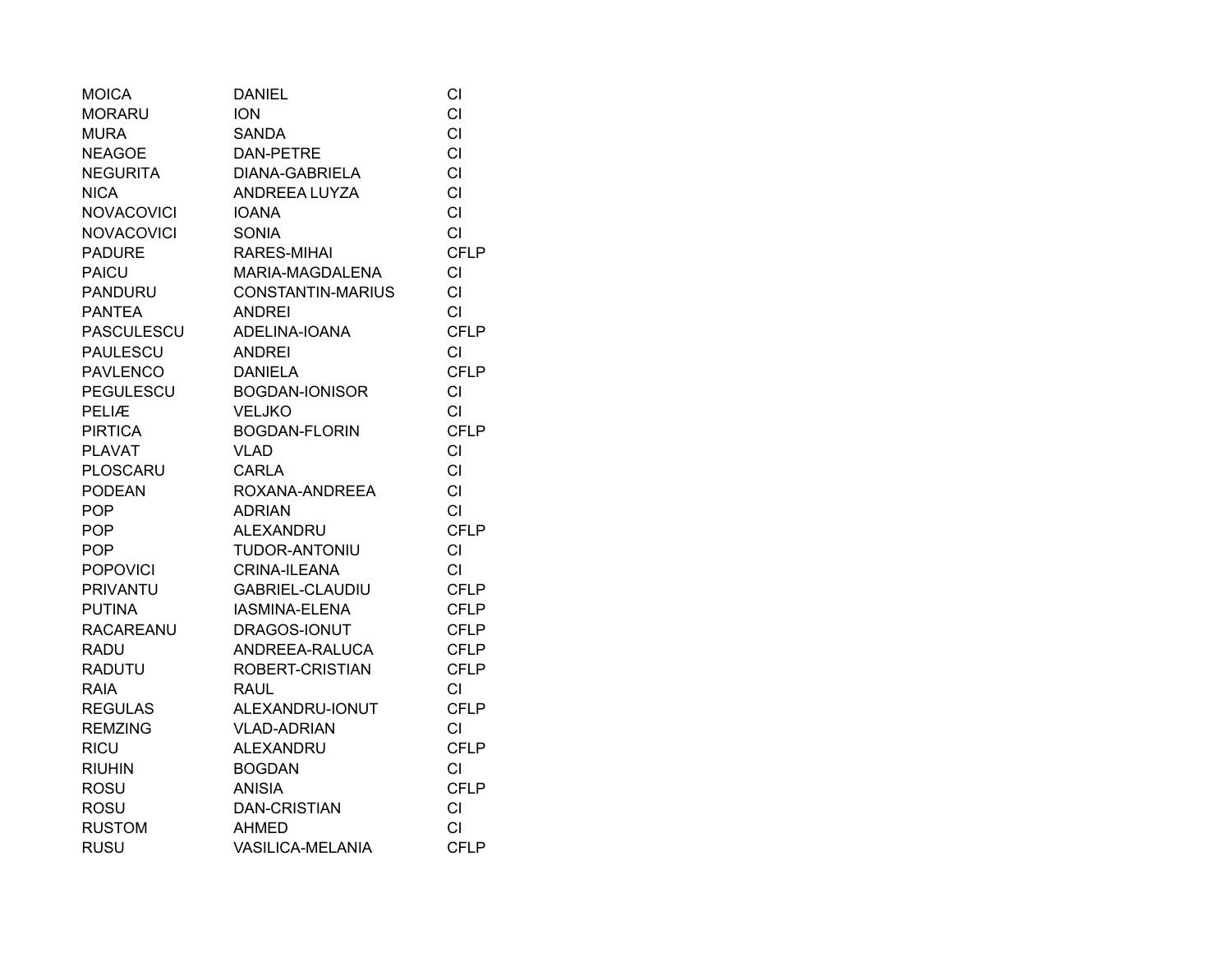| | | |
|---|---|---|
| MOICA | DANIEL | CI |
| MORARU | ION | CI |
| MURA | SANDA | CI |
| NEAGOE | DAN-PETRE | CI |
| NEGURITA | DIANA-GABRIELA | CI |
| NICA | ANDREEA LUYZA | CI |
| NOVACOVICI | IOANA | CI |
| NOVACOVICI | SONIA | CI |
| PADURE | RARES-MIHAI | CFLP |
| PAICU | MARIA-MAGDALENA | CI |
| PANDURU | CONSTANTIN-MARIUS | CI |
| PANTEA | ANDREI | CI |
| PASCULESCU | ADELINA-IOANA | CFLP |
| PAULESCU | ANDREI | CI |
| PAVLENCO | DANIELA | CFLP |
| PEGULESCU | BOGDAN-IONISOR | CI |
| PELIÆ | VELJKO | CI |
| PIRTICA | BOGDAN-FLORIN | CFLP |
| PLAVAT | VLAD | CI |
| PLOSCARU | CARLA | CI |
| PODEAN | ROXANA-ANDREEA | CI |
| POP | ADRIAN | CI |
| POP | ALEXANDRU | CFLP |
| POP | TUDOR-ANTONIU | CI |
| POPOVICI | CRINA-ILEANA | CI |
| PRIVANTU | GABRIEL-CLAUDIU | CFLP |
| PUTINA | IASMINA-ELENA | CFLP |
| RACAREANU | DRAGOS-IONUT | CFLP |
| RADU | ANDREEA-RALUCA | CFLP |
| RADUTU | ROBERT-CRISTIAN | CFLP |
| RAIA | RAUL | CI |
| REGULAS | ALEXANDRU-IONUT | CFLP |
| REMZING | VLAD-ADRIAN | CI |
| RICU | ALEXANDRU | CFLP |
| RIUHIN | BOGDAN | CI |
| ROSU | ANISIA | CFLP |
| ROSU | DAN-CRISTIAN | CI |
| RUSTOM | AHMED | CI |
| RUSU | VASILICA-MELANIA | CFLP |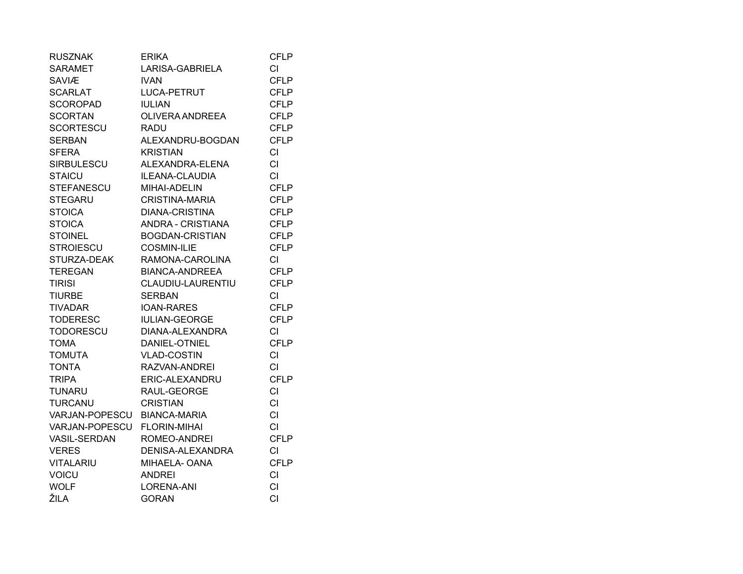| | | |
|---|---|---|
| RUSZNAK | ERIKA | CFLP |
| SARAMET | LARISA-GABRIELA | CI |
| SAVIÆ | IVAN | CFLP |
| SCARLAT | LUCA-PETRUT | CFLP |
| SCOROPAD | IULIAN | CFLP |
| SCORTAN | OLIVERA ANDREEA | CFLP |
| SCORTESCU | RADU | CFLP |
| SERBAN | ALEXANDRU-BOGDAN | CFLP |
| SFERA | KRISTIAN | CI |
| SIRBULESCU | ALEXANDRA-ELENA | CI |
| STAICU | ILEANA-CLAUDIA | CI |
| STEFANESCU | MIHAI-ADELIN | CFLP |
| STEGARU | CRISTINA-MARIA | CFLP |
| STOICA | DIANA-CRISTINA | CFLP |
| STOICA | ANDRA - CRISTIANA | CFLP |
| STOINEL | BOGDAN-CRISTIAN | CFLP |
| STROIESCU | COSMIN-ILIE | CFLP |
| STURZA-DEAK | RAMONA-CAROLINA | CI |
| TEREGAN | BIANCA-ANDREEA | CFLP |
| TIRISI | CLAUDIU-LAURENTIU | CFLP |
| TIURBE | SERBAN | CI |
| TIVADAR | IOAN-RARES | CFLP |
| TODERESC | IULIAN-GEORGE | CFLP |
| TODORESCU | DIANA-ALEXANDRA | CI |
| TOMA | DANIEL-OTNIEL | CFLP |
| TOMUTA | VLAD-COSTIN | CI |
| TONTA | RAZVAN-ANDREI | CI |
| TRIPA | ERIC-ALEXANDRU | CFLP |
| TUNARU | RAUL-GEORGE | CI |
| TURCANU | CRISTIAN | CI |
| VARJAN-POPESCU | BIANCA-MARIA | CI |
| VARJAN-POPESCU | FLORIN-MIHAI | CI |
| VASIL-SERDAN | ROMEO-ANDREI | CFLP |
| VERES | DENISA-ALEXANDRA | CI |
| VITALARIU | MIHAELA- OANA | CFLP |
| VOICU | ANDREI | CI |
| WOLF | LORENA-ANI | CI |
| ŽILA | GORAN | CI |